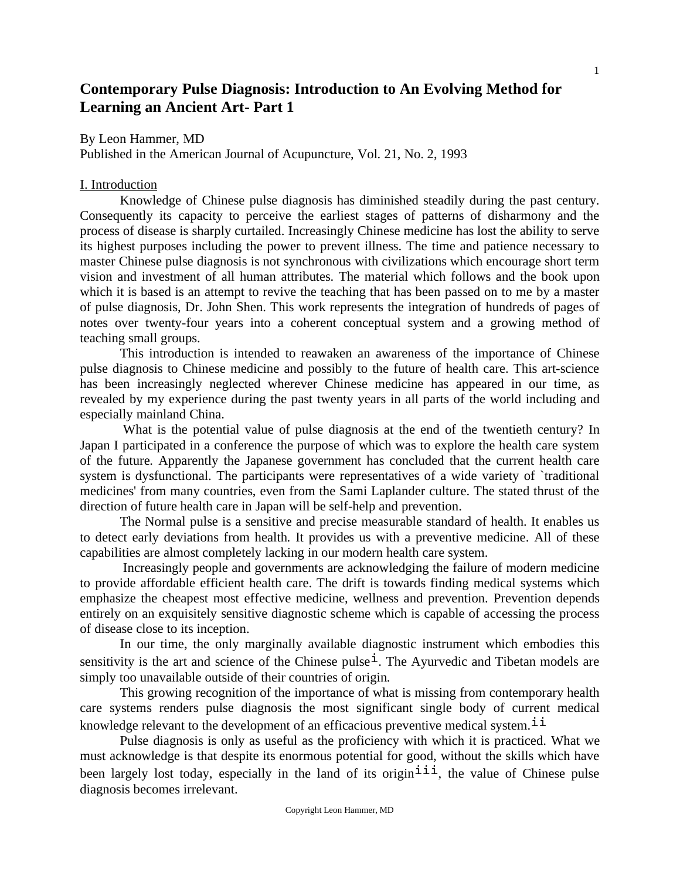# Contemporary Pulse Diagnosis: Introduction to An Evolving Method for Learning an Ancient Art- Part 1

By Leon Hammer, MD
Published in the American Journal of Acupuncture, Vol. 21, No. 2, 1993

## I. Introduction

Knowledge of Chinese pulse diagnosis has diminished steadily during the past century. Consequently its capacity to perceive the earliest stages of patterns of disharmony and the process of disease is sharply curtailed. Increasingly Chinese medicine has lost the ability to serve its highest purposes including the power to prevent illness. The time and patience necessary to master Chinese pulse diagnosis is not synchronous with civilizations which encourage short term vision and investment of all human attributes. The material which follows and the book upon which it is based is an attempt to revive the teaching that has been passed on to me by a master of pulse diagnosis, Dr. John Shen. This work represents the integration of hundreds of pages of notes over twenty-four years into a coherent conceptual system and a growing method of teaching small groups.

This introduction is intended to reawaken an awareness of the importance of Chinese pulse diagnosis to Chinese medicine and possibly to the future of health care. This art-science has been increasingly neglected wherever Chinese medicine has appeared in our time, as revealed by my experience during the past twenty years in all parts of the world including and especially mainland China.

What is the potential value of pulse diagnosis at the end of the twentieth century? In Japan I participated in a conference the purpose of which was to explore the health care system of the future. Apparently the Japanese government has concluded that the current health care system is dysfunctional. The participants were representatives of a wide variety of `traditional medicines' from many countries, even from the Sami Laplander culture. The stated thrust of the direction of future health care in Japan will be self-help and prevention.

The Normal pulse is a sensitive and precise measurable standard of health. It enables us to detect early deviations from health. It provides us with a preventive medicine. All of these capabilities are almost completely lacking in our modern health care system.

Increasingly people and governments are acknowledging the failure of modern medicine to provide affordable efficient health care. The drift is towards finding medical systems which emphasize the cheapest most effective medicine, wellness and prevention. Prevention depends entirely on an exquisitely sensitive diagnostic scheme which is capable of accessing the process of disease close to its inception.

In our time, the only marginally available diagnostic instrument which embodies this sensitivity is the art and science of the Chinese pulse[i]. The Ayurvedic and Tibetan models are simply too unavailable outside of their countries of origin.

This growing recognition of the importance of what is missing from contemporary health care systems renders pulse diagnosis the most significant single body of current medical knowledge relevant to the development of an efficacious preventive medical system.[ii]

Pulse diagnosis is only as useful as the proficiency with which it is practiced. What we must acknowledge is that despite its enormous potential for good, without the skills which have been largely lost today, especially in the land of its origin[iii], the value of Chinese pulse diagnosis becomes irrelevant.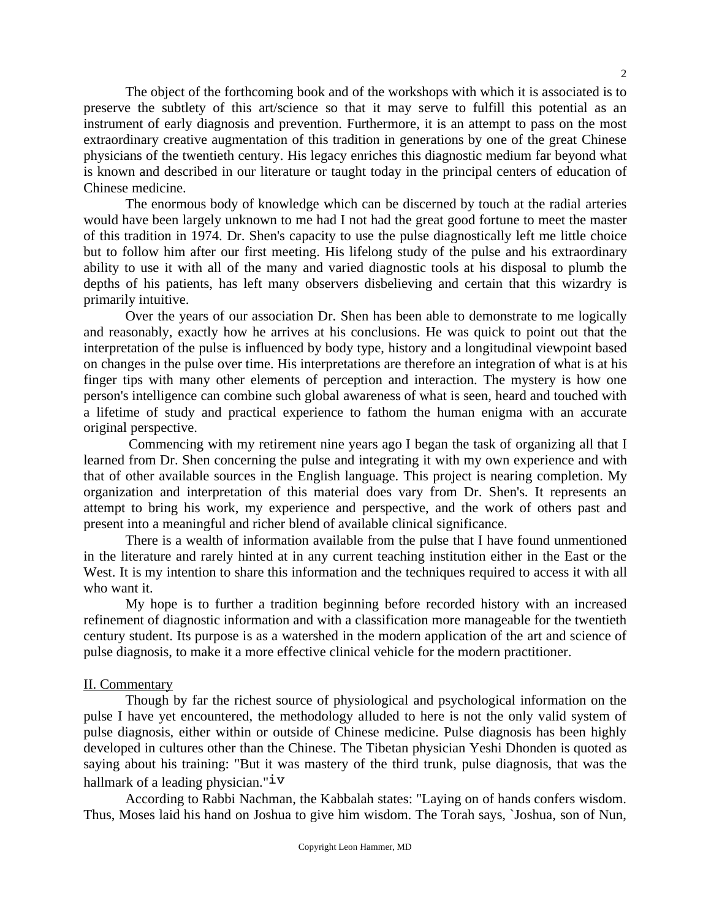The object of the forthcoming book and of the workshops with which it is associated is to preserve the subtlety of this art/science so that it may serve to fulfill this potential as an instrument of early diagnosis and prevention. Furthermore, it is an attempt to pass on the most extraordinary creative augmentation of this tradition in generations by one of the great Chinese physicians of the twentieth century. His legacy enriches this diagnostic medium far beyond what is known and described in our literature or taught today in the principal centers of education of Chinese medicine.

The enormous body of knowledge which can be discerned by touch at the radial arteries would have been largely unknown to me had I not had the great good fortune to meet the master of this tradition in 1974. Dr. Shen's capacity to use the pulse diagnostically left me little choice but to follow him after our first meeting. His lifelong study of the pulse and his extraordinary ability to use it with all of the many and varied diagnostic tools at his disposal to plumb the depths of his patients, has left many observers disbelieving and certain that this wizardry is primarily intuitive.

Over the years of our association Dr. Shen has been able to demonstrate to me logically and reasonably, exactly how he arrives at his conclusions. He was quick to point out that the interpretation of the pulse is influenced by body type, history and a longitudinal viewpoint based on changes in the pulse over time. His interpretations are therefore an integration of what is at his finger tips with many other elements of perception and interaction. The mystery is how one person's intelligence can combine such global awareness of what is seen, heard and touched with a lifetime of study and practical experience to fathom the human enigma with an accurate original perspective.

Commencing with my retirement nine years ago I began the task of organizing all that I learned from Dr. Shen concerning the pulse and integrating it with my own experience and with that of other available sources in the English language. This project is nearing completion. My organization and interpretation of this material does vary from Dr. Shen's. It represents an attempt to bring his work, my experience and perspective, and the work of others past and present into a meaningful and richer blend of available clinical significance.

There is a wealth of information available from the pulse that I have found unmentioned in the literature and rarely hinted at in any current teaching institution either in the East or the West. It is my intention to share this information and the techniques required to access it with all who want it.

My hope is to further a tradition beginning before recorded history with an increased refinement of diagnostic information and with a classification more manageable for the twentieth century student. Its purpose is as a watershed in the modern application of the art and science of pulse diagnosis, to make it a more effective clinical vehicle for the modern practitioner.

## II. Commentary

Though by far the richest source of physiological and psychological information on the pulse I have yet encountered, the methodology alluded to here is not the only valid system of pulse diagnosis, either within or outside of Chinese medicine. Pulse diagnosis has been highly developed in cultures other than the Chinese. The Tibetan physician Yeshi Dhonden is quoted as saying about his training: "But it was mastery of the third trunk, pulse diagnosis, that was the hallmark of a leading physician."[iv]

According to Rabbi Nachman, the Kabbalah states: "Laying on of hands confers wisdom. Thus, Moses laid his hand on Joshua to give him wisdom. The Torah says, `Joshua, son of Nun,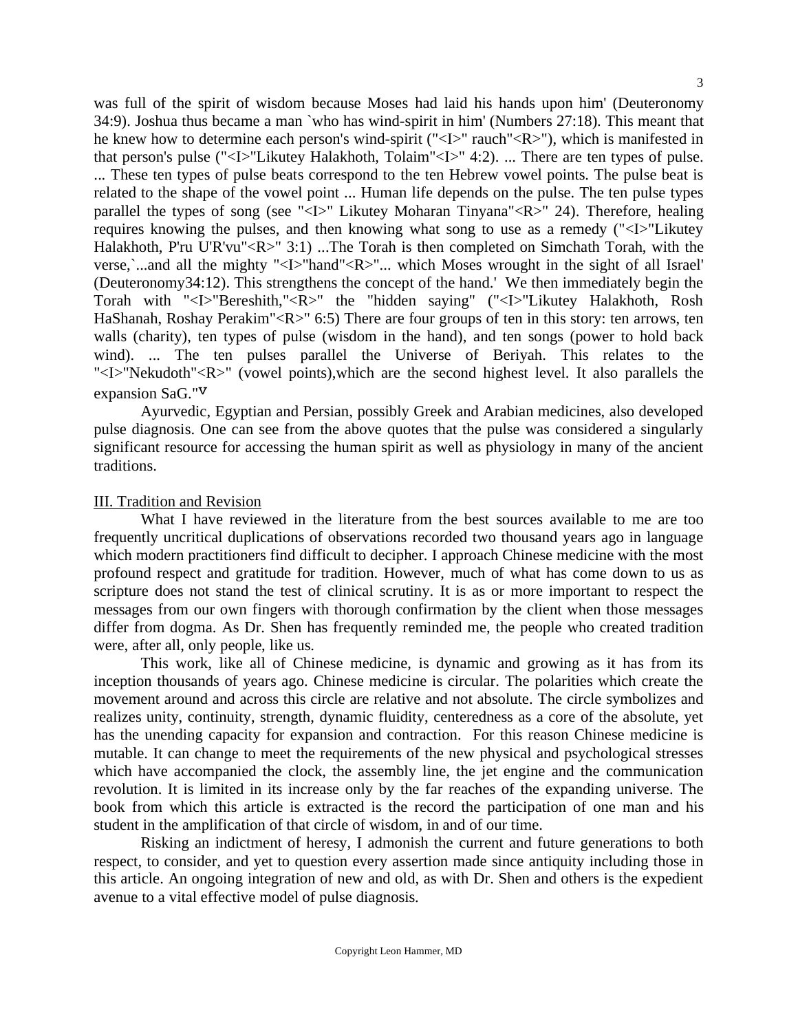was full of the spirit of wisdom because Moses had laid his hands upon him' (Deuteronomy 34:9). Joshua thus became a man `who has wind-spirit in him' (Numbers 27:18). This meant that he knew how to determine each person's wind-spirit ("<I>" rauch"<R>"), which is manifested in that person's pulse ("<I>"Likutey Halakhoth, Tolaim"<I>" 4:2). ... There are ten types of pulse. ... These ten types of pulse beats correspond to the ten Hebrew vowel points. The pulse beat is related to the shape of the vowel point ... Human life depends on the pulse. The ten pulse types parallel the types of song (see "<I>" Likutey Moharan Tinyana"<R>" 24). Therefore, healing requires knowing the pulses, and then knowing what song to use as a remedy ("<I>"Likutey Halakhoth, P'ru U'R'vu"<R>" 3:1) ...The Torah is then completed on Simchath Torah, with the verse,`...and all the mighty "<I>"hand"<R>"... which Moses wrought in the sight of all Israel' (Deuteronomy34:12). This strengthens the concept of the hand.' We then immediately begin the Torah with "<I>"Bereshith,"<R>" the "hidden saying" ("<I>"Likutey Halakhoth, Rosh HaShanah, Roshay Perakim"<R>" 6:5) There are four groups of ten in this story: ten arrows, ten walls (charity), ten types of pulse (wisdom in the hand), and ten songs (power to hold back wind). ... The ten pulses parallel the Universe of Beriyah. This relates to the "<I>"Nekudoth"<R>" (vowel points),which are the second highest level. It also parallels the expansion SaG."[v]

Ayurvedic, Egyptian and Persian, possibly Greek and Arabian medicines, also developed pulse diagnosis. One can see from the above quotes that the pulse was considered a singularly significant resource for accessing the human spirit as well as physiology in many of the ancient traditions.

## III. Tradition and Revision

What I have reviewed in the literature from the best sources available to me are too frequently uncritical duplications of observations recorded two thousand years ago in language which modern practitioners find difficult to decipher. I approach Chinese medicine with the most profound respect and gratitude for tradition. However, much of what has come down to us as scripture does not stand the test of clinical scrutiny. It is as or more important to respect the messages from our own fingers with thorough confirmation by the client when those messages differ from dogma. As Dr. Shen has frequently reminded me, the people who created tradition were, after all, only people, like us.

This work, like all of Chinese medicine, is dynamic and growing as it has from its inception thousands of years ago. Chinese medicine is circular. The polarities which create the movement around and across this circle are relative and not absolute. The circle symbolizes and realizes unity, continuity, strength, dynamic fluidity, centeredness as a core of the absolute, yet has the unending capacity for expansion and contraction. For this reason Chinese medicine is mutable. It can change to meet the requirements of the new physical and psychological stresses which have accompanied the clock, the assembly line, the jet engine and the communication revolution. It is limited in its increase only by the far reaches of the expanding universe. The book from which this article is extracted is the record the participation of one man and his student in the amplification of that circle of wisdom, in and of our time.

Risking an indictment of heresy, I admonish the current and future generations to both respect, to consider, and yet to question every assertion made since antiquity including those in this article. An ongoing integration of new and old, as with Dr. Shen and others is the expedient avenue to a vital effective model of pulse diagnosis.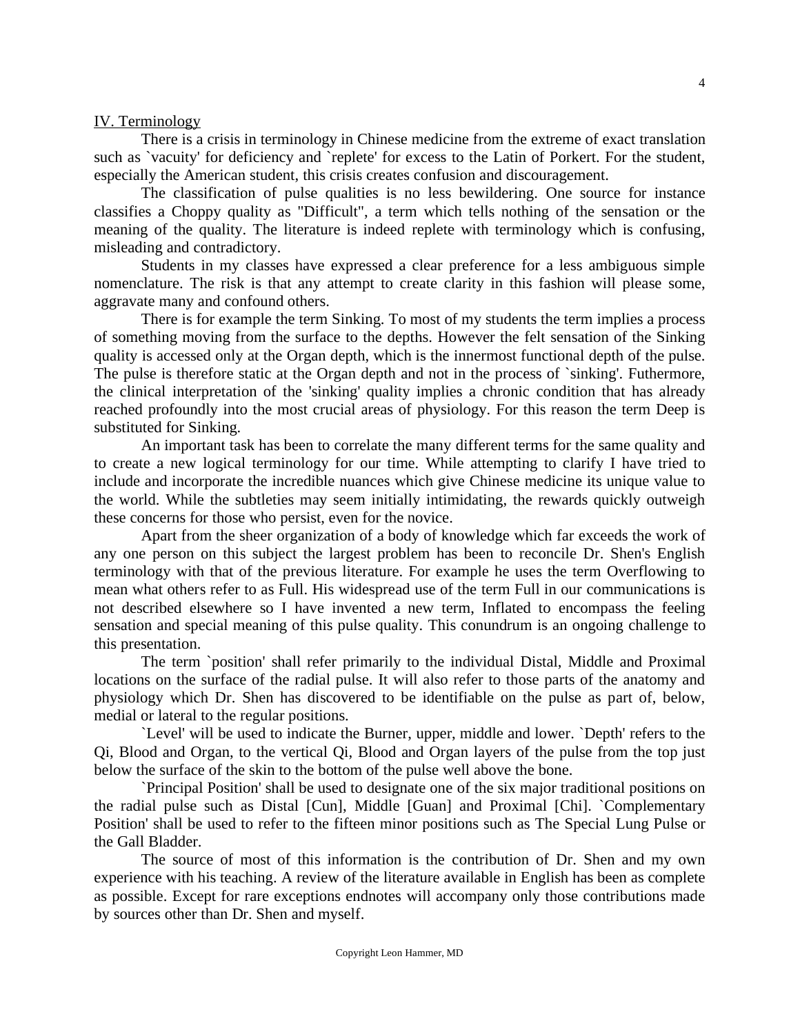## IV. Terminology

There is a crisis in terminology in Chinese medicine from the extreme of exact translation such as `vacuity' for deficiency and `replete' for excess to the Latin of Porkert. For the student, especially the American student, this crisis creates confusion and discouragement.

The classification of pulse qualities is no less bewildering. One source for instance classifies a Choppy quality as "Difficult", a term which tells nothing of the sensation or the meaning of the quality. The literature is indeed replete with terminology which is confusing, misleading and contradictory.

Students in my classes have expressed a clear preference for a less ambiguous simple nomenclature. The risk is that any attempt to create clarity in this fashion will please some, aggravate many and confound others.

There is for example the term Sinking. To most of my students the term implies a process of something moving from the surface to the depths. However the felt sensation of the Sinking quality is accessed only at the Organ depth, which is the innermost functional depth of the pulse. The pulse is therefore static at the Organ depth and not in the process of `sinking'. Futhermore, the clinical interpretation of the 'sinking' quality implies a chronic condition that has already reached profoundly into the most crucial areas of physiology. For this reason the term Deep is substituted for Sinking.

An important task has been to correlate the many different terms for the same quality and to create a new logical terminology for our time. While attempting to clarify I have tried to include and incorporate the incredible nuances which give Chinese medicine its unique value to the world. While the subtleties may seem initially intimidating, the rewards quickly outweigh these concerns for those who persist, even for the novice.

Apart from the sheer organization of a body of knowledge which far exceeds the work of any one person on this subject the largest problem has been to reconcile Dr. Shen's English terminology with that of the previous literature. For example he uses the term Overflowing to mean what others refer to as Full. His widespread use of the term Full in our communications is not described elsewhere so I have invented a new term, Inflated to encompass the feeling sensation and special meaning of this pulse quality. This conundrum is an ongoing challenge to this presentation.

The term `position' shall refer primarily to the individual Distal, Middle and Proximal locations on the surface of the radial pulse. It will also refer to those parts of the anatomy and physiology which Dr. Shen has discovered to be identifiable on the pulse as part of, below, medial or lateral to the regular positions.

`Level' will be used to indicate the Burner, upper, middle and lower. `Depth' refers to the Qi, Blood and Organ, to the vertical Qi, Blood and Organ layers of the pulse from the top just below the surface of the skin to the bottom of the pulse well above the bone.

`Principal Position' shall be used to designate one of the six major traditional positions on the radial pulse such as Distal [Cun], Middle [Guan] and Proximal [Chi]. `Complementary Position' shall be used to refer to the fifteen minor positions such as The Special Lung Pulse or the Gall Bladder.

The source of most of this information is the contribution of Dr. Shen and my own experience with his teaching. A review of the literature available in English has been as complete as possible. Except for rare exceptions endnotes will accompany only those contributions made by sources other than Dr. Shen and myself.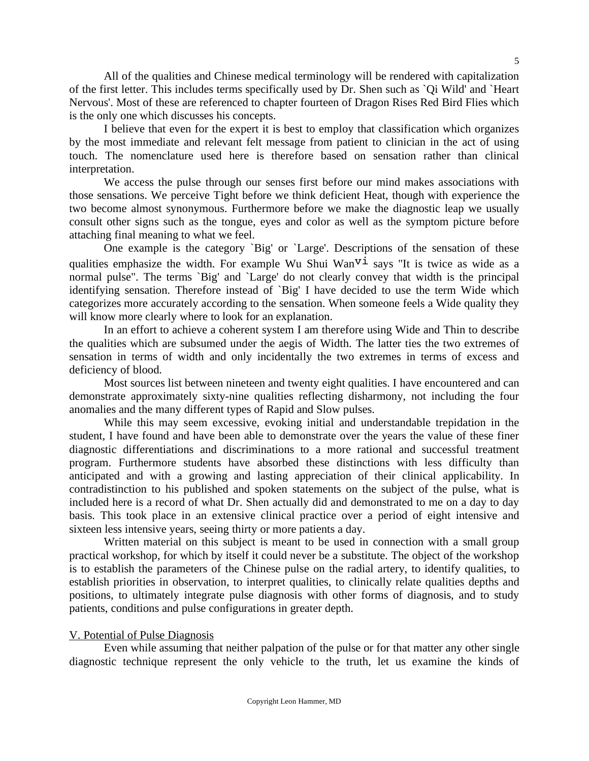All of the qualities and Chinese medical terminology will be rendered with capitalization of the first letter. This includes terms specifically used by Dr. Shen such as `Qi Wild' and `Heart Nervous'. Most of these are referenced to chapter fourteen of Dragon Rises Red Bird Flies which is the only one which discusses his concepts.

I believe that even for the expert it is best to employ that classification which organizes by the most immediate and relevant felt message from patient to clinician in the act of using touch. The nomenclature used here is therefore based on sensation rather than clinical interpretation.

We access the pulse through our senses first before our mind makes associations with those sensations. We perceive Tight before we think deficient Heat, though with experience the two become almost synonymous. Furthermore before we make the diagnostic leap we usually consult other signs such as the tongue, eyes and color as well as the symptom picture before attaching final meaning to what we feel.

One example is the category `Big' or `Large'. Descriptions of the sensation of these qualities emphasize the width. For example Wu Shui Wan[vi] says "It is twice as wide as a normal pulse". The terms `Big' and `Large' do not clearly convey that width is the principal identifying sensation. Therefore instead of `Big' I have decided to use the term Wide which categorizes more accurately according to the sensation. When someone feels a Wide quality they will know more clearly where to look for an explanation.

In an effort to achieve a coherent system I am therefore using Wide and Thin to describe the qualities which are subsumed under the aegis of Width. The latter ties the two extremes of sensation in terms of width and only incidentally the two extremes in terms of excess and deficiency of blood.

Most sources list between nineteen and twenty eight qualities. I have encountered and can demonstrate approximately sixty-nine qualities reflecting disharmony, not including the four anomalies and the many different types of Rapid and Slow pulses.

While this may seem excessive, evoking initial and understandable trepidation in the student, I have found and have been able to demonstrate over the years the value of these finer diagnostic differentiations and discriminations to a more rational and successful treatment program. Furthermore students have absorbed these distinctions with less difficulty than anticipated and with a growing and lasting appreciation of their clinical applicability. In contradistinction to his published and spoken statements on the subject of the pulse, what is included here is a record of what Dr. Shen actually did and demonstrated to me on a day to day basis. This took place in an extensive clinical practice over a period of eight intensive and sixteen less intensive years, seeing thirty or more patients a day.

Written material on this subject is meant to be used in connection with a small group practical workshop, for which by itself it could never be a substitute. The object of the workshop is to establish the parameters of the Chinese pulse on the radial artery, to identify qualities, to establish priorities in observation, to interpret qualities, to clinically relate qualities depths and positions, to ultimately integrate pulse diagnosis with other forms of diagnosis, and to study patients, conditions and pulse configurations in greater depth.

## V. Potential of Pulse Diagnosis

Even while assuming that neither palpation of the pulse or for that matter any other single diagnostic technique represent the only vehicle to the truth, let us examine the kinds of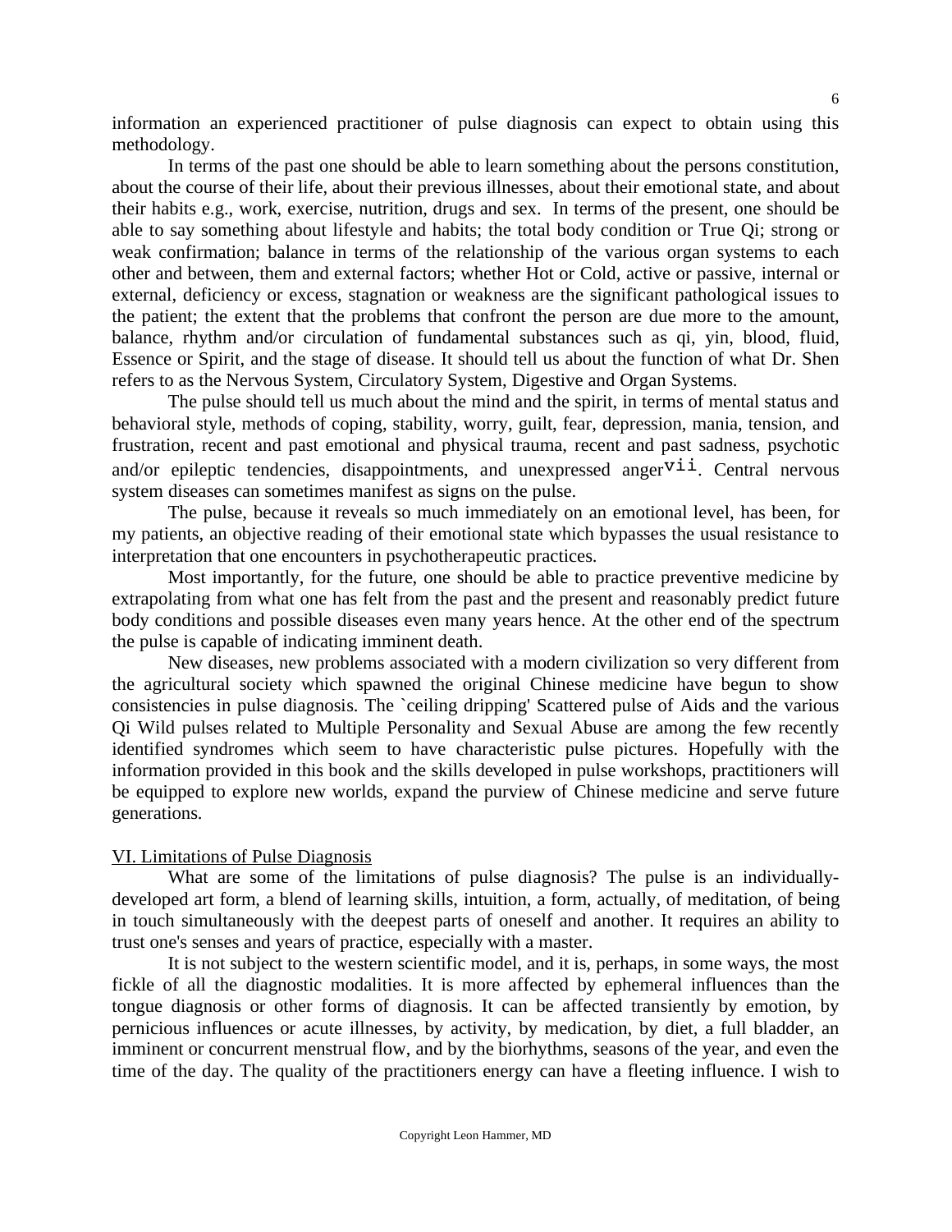information an experienced practitioner of pulse diagnosis can expect to obtain using this methodology.

In terms of the past one should be able to learn something about the persons constitution, about the course of their life, about their previous illnesses, about their emotional state, and about their habits e.g., work, exercise, nutrition, drugs and sex. In terms of the present, one should be able to say something about lifestyle and habits; the total body condition or True Qi; strong or weak confirmation; balance in terms of the relationship of the various organ systems to each other and between, them and external factors; whether Hot or Cold, active or passive, internal or external, deficiency or excess, stagnation or weakness are the significant pathological issues to the patient; the extent that the problems that confront the person are due more to the amount, balance, rhythm and/or circulation of fundamental substances such as qi, yin, blood, fluid, Essence or Spirit, and the stage of disease. It should tell us about the function of what Dr. Shen refers to as the Nervous System, Circulatory System, Digestive and Organ Systems.

The pulse should tell us much about the mind and the spirit, in terms of mental status and behavioral style, methods of coping, stability, worry, guilt, fear, depression, mania, tension, and frustration, recent and past emotional and physical trauma, recent and past sadness, psychotic and/or epileptic tendencies, disappointments, and unexpressed anger[vii]. Central nervous system diseases can sometimes manifest as signs on the pulse.

The pulse, because it reveals so much immediately on an emotional level, has been, for my patients, an objective reading of their emotional state which bypasses the usual resistance to interpretation that one encounters in psychotherapeutic practices.

Most importantly, for the future, one should be able to practice preventive medicine by extrapolating from what one has felt from the past and the present and reasonably predict future body conditions and possible diseases even many years hence. At the other end of the spectrum the pulse is capable of indicating imminent death.

New diseases, new problems associated with a modern civilization so very different from the agricultural society which spawned the original Chinese medicine have begun to show consistencies in pulse diagnosis. The `ceiling dripping' Scattered pulse of Aids and the various Qi Wild pulses related to Multiple Personality and Sexual Abuse are among the few recently identified syndromes which seem to have characteristic pulse pictures. Hopefully with the information provided in this book and the skills developed in pulse workshops, practitioners will be equipped to explore new worlds, expand the purview of Chinese medicine and serve future generations.

## VI. Limitations of Pulse Diagnosis

What are some of the limitations of pulse diagnosis? The pulse is an individually-developed art form, a blend of learning skills, intuition, a form, actually, of meditation, of being in touch simultaneously with the deepest parts of oneself and another. It requires an ability to trust one's senses and years of practice, especially with a master.

It is not subject to the western scientific model, and it is, perhaps, in some ways, the most fickle of all the diagnostic modalities. It is more affected by ephemeral influences than the tongue diagnosis or other forms of diagnosis. It can be affected transiently by emotion, by pernicious influences or acute illnesses, by activity, by medication, by diet, a full bladder, an imminent or concurrent menstrual flow, and by the biorhythms, seasons of the year, and even the time of the day. The quality of the practitioners energy can have a fleeting influence. I wish to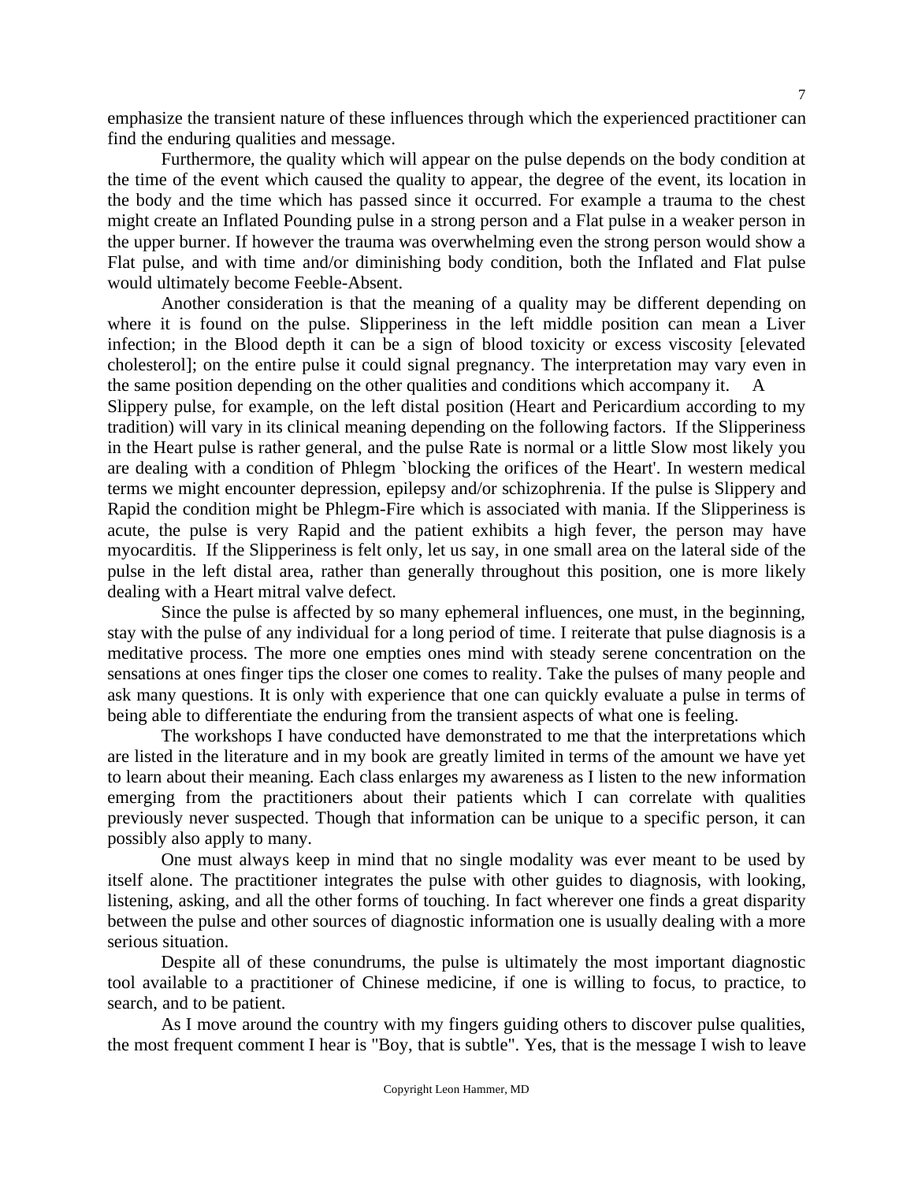emphasize the transient nature of these influences through which the experienced practitioner can find the enduring qualities and message.

Furthermore, the quality which will appear on the pulse depends on the body condition at the time of the event which caused the quality to appear, the degree of the event, its location in the body and the time which has passed since it occurred. For example a trauma to the chest might create an Inflated Pounding pulse in a strong person and a Flat pulse in a weaker person in the upper burner. If however the trauma was overwhelming even the strong person would show a Flat pulse, and with time and/or diminishing body condition, both the Inflated and Flat pulse would ultimately become Feeble-Absent.

Another consideration is that the meaning of a quality may be different depending on where it is found on the pulse. Slipperiness in the left middle position can mean a Liver infection; in the Blood depth it can be a sign of blood toxicity or excess viscosity [elevated cholesterol]; on the entire pulse it could signal pregnancy. The interpretation may vary even in the same position depending on the other qualities and conditions which accompany it. A Slippery pulse, for example, on the left distal position (Heart and Pericardium according to my tradition) will vary in its clinical meaning depending on the following factors. If the Slipperiness in the Heart pulse is rather general, and the pulse Rate is normal or a little Slow most likely you are dealing with a condition of Phlegm `blocking the orifices of the Heart'. In western medical terms we might encounter depression, epilepsy and/or schizophrenia. If the pulse is Slippery and Rapid the condition might be Phlegm-Fire which is associated with mania. If the Slipperiness is acute, the pulse is very Rapid and the patient exhibits a high fever, the person may have myocarditis. If the Slipperiness is felt only, let us say, in one small area on the lateral side of the pulse in the left distal area, rather than generally throughout this position, one is more likely dealing with a Heart mitral valve defect.

Since the pulse is affected by so many ephemeral influences, one must, in the beginning, stay with the pulse of any individual for a long period of time. I reiterate that pulse diagnosis is a meditative process. The more one empties ones mind with steady serene concentration on the sensations at ones finger tips the closer one comes to reality. Take the pulses of many people and ask many questions. It is only with experience that one can quickly evaluate a pulse in terms of being able to differentiate the enduring from the transient aspects of what one is feeling.

The workshops I have conducted have demonstrated to me that the interpretations which are listed in the literature and in my book are greatly limited in terms of the amount we have yet to learn about their meaning. Each class enlarges my awareness as I listen to the new information emerging from the practitioners about their patients which I can correlate with qualities previously never suspected. Though that information can be unique to a specific person, it can possibly also apply to many.

One must always keep in mind that no single modality was ever meant to be used by itself alone. The practitioner integrates the pulse with other guides to diagnosis, with looking, listening, asking, and all the other forms of touching. In fact wherever one finds a great disparity between the pulse and other sources of diagnostic information one is usually dealing with a more serious situation.

Despite all of these conundrums, the pulse is ultimately the most important diagnostic tool available to a practitioner of Chinese medicine, if one is willing to focus, to practice, to search, and to be patient.

As I move around the country with my fingers guiding others to discover pulse qualities, the most frequent comment I hear is "Boy, that is subtle". Yes, that is the message I wish to leave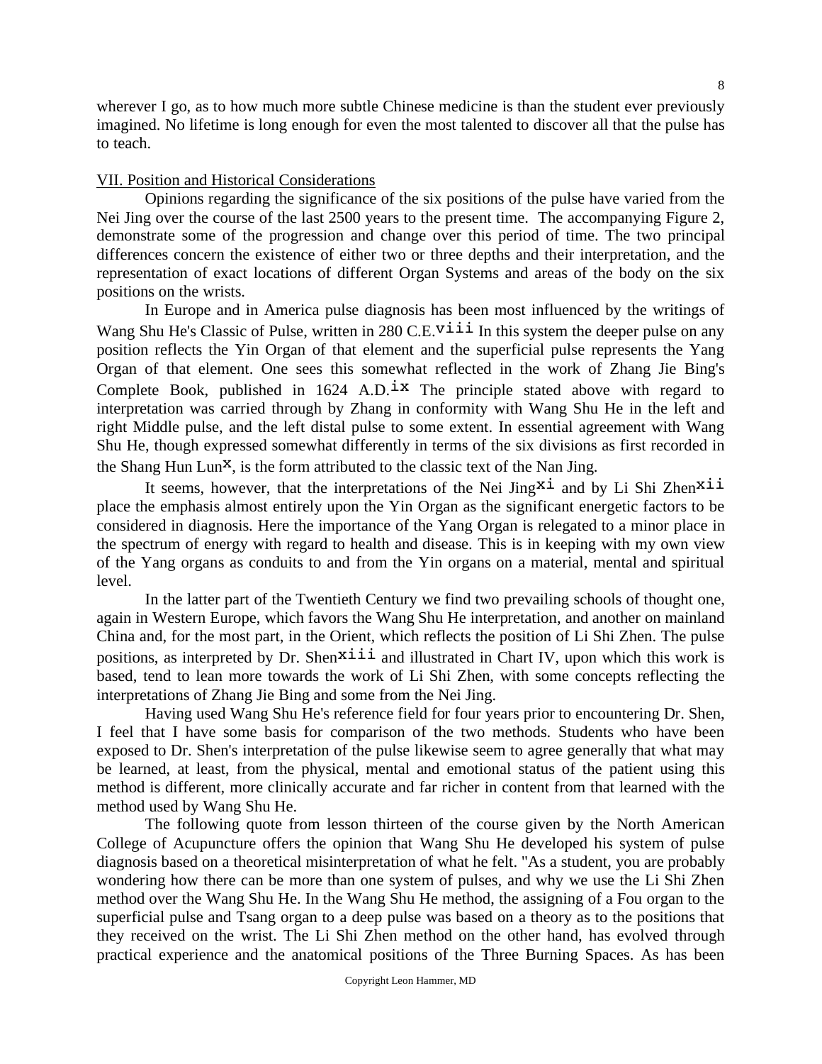wherever I go, as to how much more subtle Chinese medicine is than the student ever previously imagined. No lifetime is long enough for even the most talented to discover all that the pulse has to teach.

## VII. Position and Historical Considerations

Opinions regarding the significance of the six positions of the pulse have varied from the Nei Jing over the course of the last 2500 years to the present time. The accompanying Figure 2, demonstrate some of the progression and change over this period of time. The two principal differences concern the existence of either two or three depths and their interpretation, and the representation of exact locations of different Organ Systems and areas of the body on the six positions on the wrists.

In Europe and in America pulse diagnosis has been most influenced by the writings of Wang Shu He's Classic of Pulse, written in 280 C.E.[viii] In this system the deeper pulse on any position reflects the Yin Organ of that element and the superficial pulse represents the Yang Organ of that element. One sees this somewhat reflected in the work of Zhang Jie Bing's Complete Book, published in 1624 A.D.[ix] The principle stated above with regard to interpretation was carried through by Zhang in conformity with Wang Shu He in the left and right Middle pulse, and the left distal pulse to some extent. In essential agreement with Wang Shu He, though expressed somewhat differently in terms of the six divisions as first recorded in the Shang Hun Lun[x], is the form attributed to the classic text of the Nan Jing.

It seems, however, that the interpretations of the Nei Jing[xi] and by Li Shi Zhen[xii] place the emphasis almost entirely upon the Yin Organ as the significant energetic factors to be considered in diagnosis. Here the importance of the Yang Organ is relegated to a minor place in the spectrum of energy with regard to health and disease. This is in keeping with my own view of the Yang organs as conduits to and from the Yin organs on a material, mental and spiritual level.

In the latter part of the Twentieth Century we find two prevailing schools of thought one, again in Western Europe, which favors the Wang Shu He interpretation, and another on mainland China and, for the most part, in the Orient, which reflects the position of Li Shi Zhen. The pulse positions, as interpreted by Dr. Shen[xiii] and illustrated in Chart IV, upon which this work is based, tend to lean more towards the work of Li Shi Zhen, with some concepts reflecting the interpretations of Zhang Jie Bing and some from the Nei Jing.

Having used Wang Shu He's reference field for four years prior to encountering Dr. Shen, I feel that I have some basis for comparison of the two methods. Students who have been exposed to Dr. Shen's interpretation of the pulse likewise seem to agree generally that what may be learned, at least, from the physical, mental and emotional status of the patient using this method is different, more clinically accurate and far richer in content from that learned with the method used by Wang Shu He.

The following quote from lesson thirteen of the course given by the North American College of Acupuncture offers the opinion that Wang Shu He developed his system of pulse diagnosis based on a theoretical misinterpretation of what he felt. "As a student, you are probably wondering how there can be more than one system of pulses, and why we use the Li Shi Zhen method over the Wang Shu He. In the Wang Shu He method, the assigning of a Fou organ to the superficial pulse and Tsang organ to a deep pulse was based on a theory as to the positions that they received on the wrist. The Li Shi Zhen method on the other hand, has evolved through practical experience and the anatomical positions of the Three Burning Spaces. As has been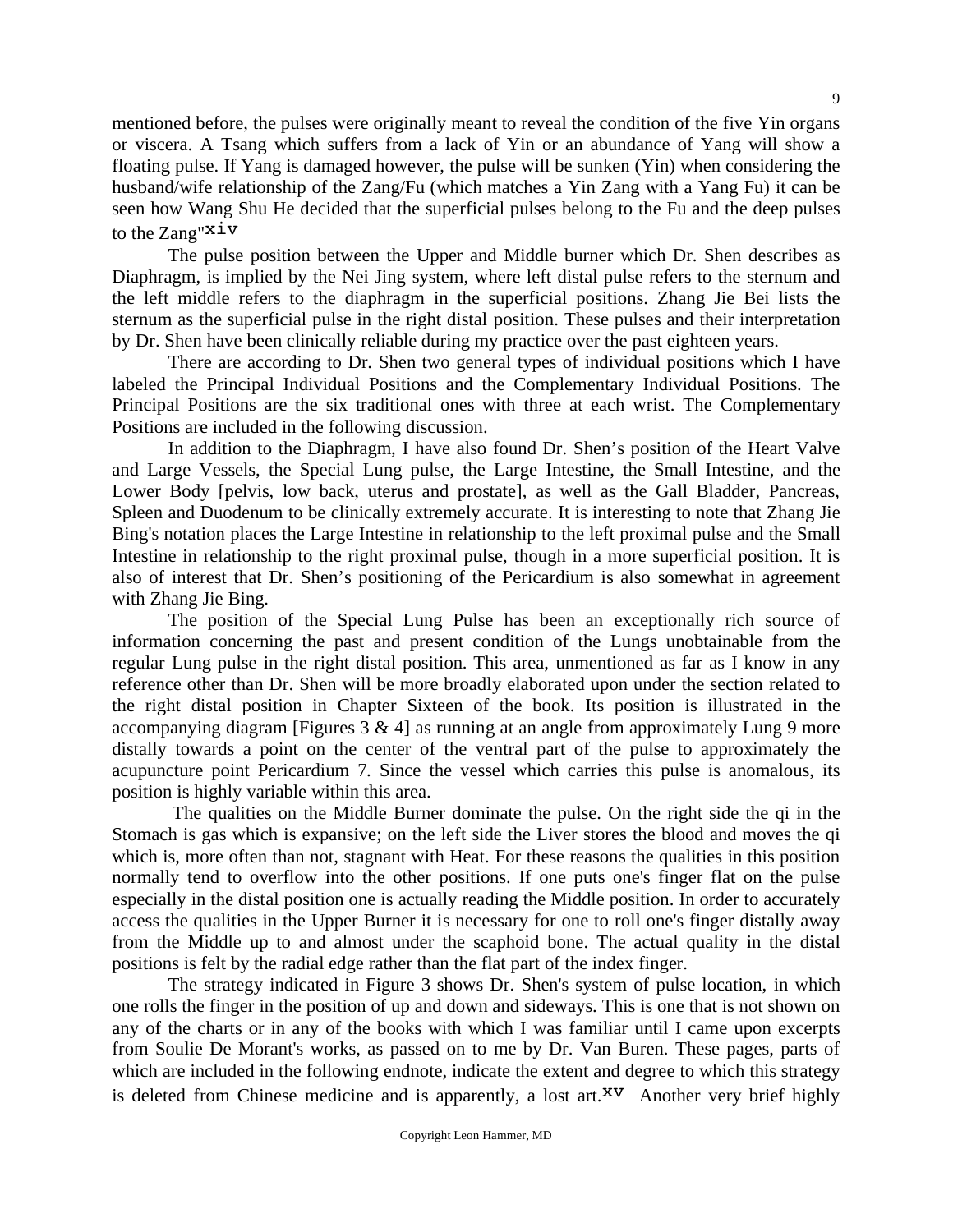mentioned before, the pulses were originally meant to reveal the condition of the five Yin organs or viscera. A Tsang which suffers from a lack of Yin or an abundance of Yang will show a floating pulse. If Yang is damaged however, the pulse will be sunken (Yin) when considering the husband/wife relationship of the Zang/Fu (which matches a Yin Zang with a Yang Fu) it can be seen how Wang Shu He decided that the superficial pulses belong to the Fu and the deep pulses to the Zang"[xiv]

The pulse position between the Upper and Middle burner which Dr. Shen describes as Diaphragm, is implied by the Nei Jing system, where left distal pulse refers to the sternum and the left middle refers to the diaphragm in the superficial positions. Zhang Jie Bei lists the sternum as the superficial pulse in the right distal position. These pulses and their interpretation by Dr. Shen have been clinically reliable during my practice over the past eighteen years.

There are according to Dr. Shen two general types of individual positions which I have labeled the Principal Individual Positions and the Complementary Individual Positions. The Principal Positions are the six traditional ones with three at each wrist. The Complementary Positions are included in the following discussion.

In addition to the Diaphragm, I have also found Dr. Shen's position of the Heart Valve and Large Vessels, the Special Lung pulse, the Large Intestine, the Small Intestine, and the Lower Body [pelvis, low back, uterus and prostate], as well as the Gall Bladder, Pancreas, Spleen and Duodenum to be clinically extremely accurate. It is interesting to note that Zhang Jie Bing's notation places the Large Intestine in relationship to the left proximal pulse and the Small Intestine in relationship to the right proximal pulse, though in a more superficial position. It is also of interest that Dr. Shen's positioning of the Pericardium is also somewhat in agreement with Zhang Jie Bing.

The position of the Special Lung Pulse has been an exceptionally rich source of information concerning the past and present condition of the Lungs unobtainable from the regular Lung pulse in the right distal position. This area, unmentioned as far as I know in any reference other than Dr. Shen will be more broadly elaborated upon under the section related to the right distal position in Chapter Sixteen of the book. Its position is illustrated in the accompanying diagram [Figures 3 & 4] as running at an angle from approximately Lung 9 more distally towards a point on the center of the ventral part of the pulse to approximately the acupuncture point Pericardium 7. Since the vessel which carries this pulse is anomalous, its position is highly variable within this area.

The qualities on the Middle Burner dominate the pulse. On the right side the qi in the Stomach is gas which is expansive; on the left side the Liver stores the blood and moves the qi which is, more often than not, stagnant with Heat. For these reasons the qualities in this position normally tend to overflow into the other positions. If one puts one's finger flat on the pulse especially in the distal position one is actually reading the Middle position. In order to accurately access the qualities in the Upper Burner it is necessary for one to roll one's finger distally away from the Middle up to and almost under the scaphoid bone. The actual quality in the distal positions is felt by the radial edge rather than the flat part of the index finger.

The strategy indicated in Figure 3 shows Dr. Shen's system of pulse location, in which one rolls the finger in the position of up and down and sideways. This is one that is not shown on any of the charts or in any of the books with which I was familiar until I came upon excerpts from Soulie De Morant's works, as passed on to me by Dr. Van Buren. These pages, parts of which are included in the following endnote, indicate the extent and degree to which this strategy is deleted from Chinese medicine and is apparently, a lost art.[xv] Another very brief highly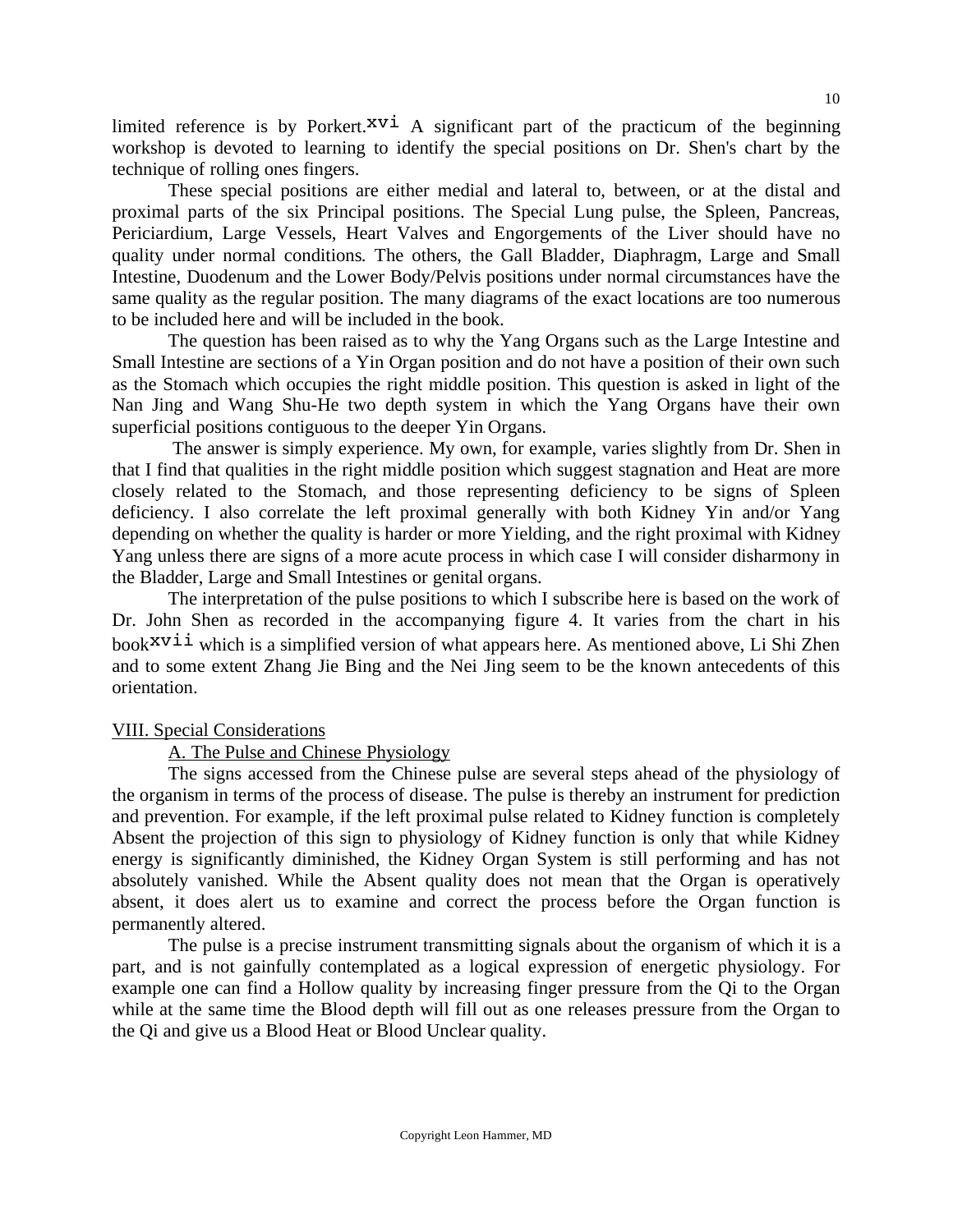limited reference is by Porkert.[xvi] A significant part of the practicum of the beginning workshop is devoted to learning to identify the special positions on Dr. Shen's chart by the technique of rolling ones fingers.

These special positions are either medial and lateral to, between, or at the distal and proximal parts of the six Principal positions. The Special Lung pulse, the Spleen, Pancreas, Periciardium, Large Vessels, Heart Valves and Engorgements of the Liver should have no quality under normal conditions. The others, the Gall Bladder, Diaphragm, Large and Small Intestine, Duodenum and the Lower Body/Pelvis positions under normal circumstances have the same quality as the regular position. The many diagrams of the exact locations are too numerous to be included here and will be included in the book.

The question has been raised as to why the Yang Organs such as the Large Intestine and Small Intestine are sections of a Yin Organ position and do not have a position of their own such as the Stomach which occupies the right middle position. This question is asked in light of the Nan Jing and Wang Shu-He two depth system in which the Yang Organs have their own superficial positions contiguous to the deeper Yin Organs.

The answer is simply experience. My own, for example, varies slightly from Dr. Shen in that I find that qualities in the right middle position which suggest stagnation and Heat are more closely related to the Stomach, and those representing deficiency to be signs of Spleen deficiency. I also correlate the left proximal generally with both Kidney Yin and/or Yang depending on whether the quality is harder or more Yielding, and the right proximal with Kidney Yang unless there are signs of a more acute process in which case I will consider disharmony in the Bladder, Large and Small Intestines or genital organs.

The interpretation of the pulse positions to which I subscribe here is based on the work of Dr. John Shen as recorded in the accompanying figure 4. It varies from the chart in his book[xvii] which is a simplified version of what appears here. As mentioned above, Li Shi Zhen and to some extent Zhang Jie Bing and the Nei Jing seem to be the known antecedents of this orientation.

## VIII. Special Considerations

### A. The Pulse and Chinese Physiology

The signs accessed from the Chinese pulse are several steps ahead of the physiology of the organism in terms of the process of disease. The pulse is thereby an instrument for prediction and prevention. For example, if the left proximal pulse related to Kidney function is completely Absent the projection of this sign to physiology of Kidney function is only that while Kidney energy is significantly diminished, the Kidney Organ System is still performing and has not absolutely vanished. While the Absent quality does not mean that the Organ is operatively absent, it does alert us to examine and correct the process before the Organ function is permanently altered.

The pulse is a precise instrument transmitting signals about the organism of which it is a part, and is not gainfully contemplated as a logical expression of energetic physiology. For example one can find a Hollow quality by increasing finger pressure from the Qi to the Organ while at the same time the Blood depth will fill out as one releases pressure from the Organ to the Qi and give us a Blood Heat or Blood Unclear quality.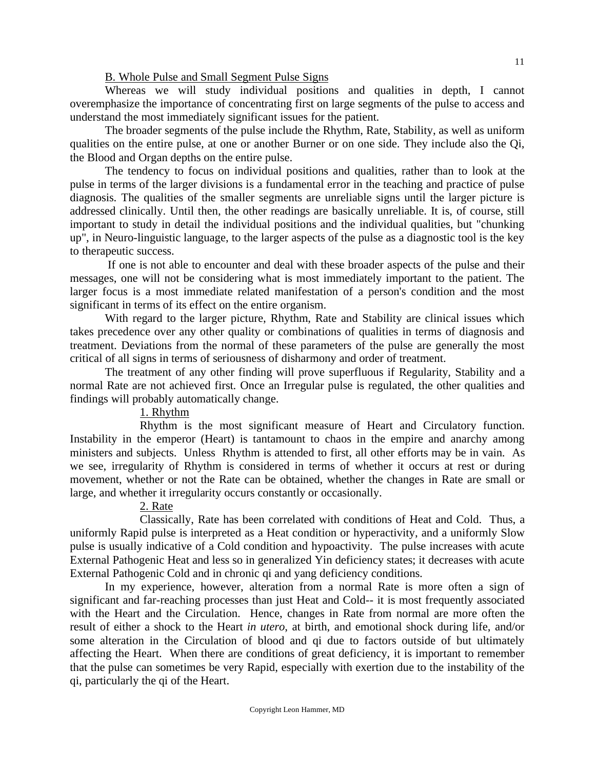## B. Whole Pulse and Small Segment Pulse Signs

Whereas we will study individual positions and qualities in depth, I cannot overemphasize the importance of concentrating first on large segments of the pulse to access and understand the most immediately significant issues for the patient.

The broader segments of the pulse include the Rhythm, Rate, Stability, as well as uniform qualities on the entire pulse, at one or another Burner or on one side. They include also the Qi, the Blood and Organ depths on the entire pulse.

The tendency to focus on individual positions and qualities, rather than to look at the pulse in terms of the larger divisions is a fundamental error in the teaching and practice of pulse diagnosis. The qualities of the smaller segments are unreliable signs until the larger picture is addressed clinically. Until then, the other readings are basically unreliable. It is, of course, still important to study in detail the individual positions and the individual qualities, but "chunking up", in Neuro-linguistic language, to the larger aspects of the pulse as a diagnostic tool is the key to therapeutic success.

If one is not able to encounter and deal with these broader aspects of the pulse and their messages, one will not be considering what is most immediately important to the patient. The larger focus is a most immediate related manifestation of a person's condition and the most significant in terms of its effect on the entire organism.

With regard to the larger picture, Rhythm, Rate and Stability are clinical issues which takes precedence over any other quality or combinations of qualities in terms of diagnosis and treatment. Deviations from the normal of these parameters of the pulse are generally the most critical of all signs in terms of seriousness of disharmony and order of treatment.

The treatment of any other finding will prove superfluous if Regularity, Stability and a normal Rate are not achieved first. Once an Irregular pulse is regulated, the other qualities and findings will probably automatically change.

### 1. Rhythm

Rhythm is the most significant measure of Heart and Circulatory function. Instability in the emperor (Heart) is tantamount to chaos in the empire and anarchy among ministers and subjects. Unless Rhythm is attended to first, all other efforts may be in vain. As we see, irregularity of Rhythm is considered in terms of whether it occurs at rest or during movement, whether or not the Rate can be obtained, whether the changes in Rate are small or large, and whether it irregularity occurs constantly or occasionally.

### 2. Rate

Classically, Rate has been correlated with conditions of Heat and Cold. Thus, a uniformly Rapid pulse is interpreted as a Heat condition or hyperactivity, and a uniformly Slow pulse is usually indicative of a Cold condition and hypoactivity. The pulse increases with acute External Pathogenic Heat and less so in generalized Yin deficiency states; it decreases with acute External Pathogenic Cold and in chronic qi and yang deficiency conditions.

In my experience, however, alteration from a normal Rate is more often a sign of significant and far-reaching processes than just Heat and Cold-- it is most frequently associated with the Heart and the Circulation. Hence, changes in Rate from normal are more often the result of either a shock to the Heart *in utero*, at birth, and emotional shock during life, and/or some alteration in the Circulation of blood and qi due to factors outside of but ultimately affecting the Heart. When there are conditions of great deficiency, it is important to remember that the pulse can sometimes be very Rapid, especially with exertion due to the instability of the qi, particularly the qi of the Heart.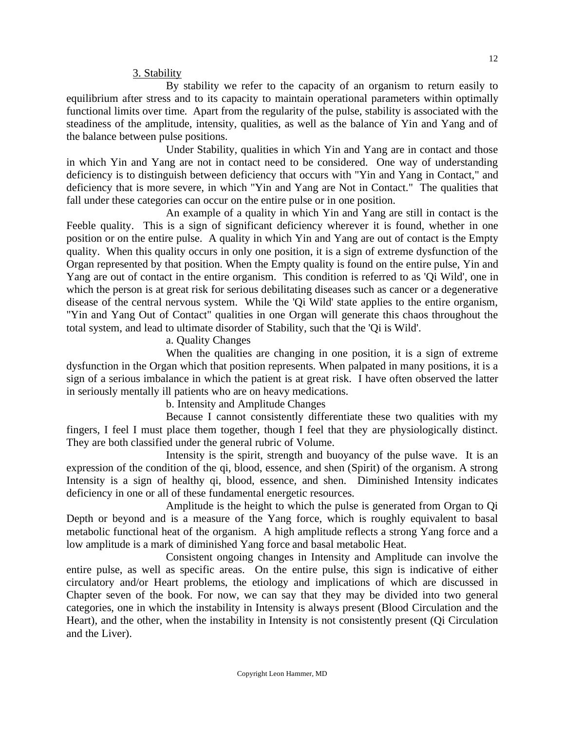### 3. Stability

By stability we refer to the capacity of an organism to return easily to equilibrium after stress and to its capacity to maintain operational parameters within optimally functional limits over time. Apart from the regularity of the pulse, stability is associated with the steadiness of the amplitude, intensity, qualities, as well as the balance of Yin and Yang and of the balance between pulse positions.

Under Stability, qualities in which Yin and Yang are in contact and those in which Yin and Yang are not in contact need to be considered. One way of understanding deficiency is to distinguish between deficiency that occurs with "Yin and Yang in Contact," and deficiency that is more severe, in which "Yin and Yang are Not in Contact." The qualities that fall under these categories can occur on the entire pulse or in one position.

An example of a quality in which Yin and Yang are still in contact is the Feeble quality. This is a sign of significant deficiency wherever it is found, whether in one position or on the entire pulse. A quality in which Yin and Yang are out of contact is the Empty quality. When this quality occurs in only one position, it is a sign of extreme dysfunction of the Organ represented by that position. When the Empty quality is found on the entire pulse, Yin and Yang are out of contact in the entire organism. This condition is referred to as 'Qi Wild', one in which the person is at great risk for serious debilitating diseases such as cancer or a degenerative disease of the central nervous system. While the 'Qi Wild' state applies to the entire organism, "Yin and Yang Out of Contact" qualities in one Organ will generate this chaos throughout the total system, and lead to ultimate disorder of Stability, such that the 'Qi is Wild'.

#### a. Quality Changes

When the qualities are changing in one position, it is a sign of extreme dysfunction in the Organ which that position represents. When palpated in many positions, it is a sign of a serious imbalance in which the patient is at great risk. I have often observed the latter in seriously mentally ill patients who are on heavy medications.

#### b. Intensity and Amplitude Changes

Because I cannot consistently differentiate these two qualities with my fingers, I feel I must place them together, though I feel that they are physiologically distinct. They are both classified under the general rubric of Volume.

Intensity is the spirit, strength and buoyancy of the pulse wave. It is an expression of the condition of the qi, blood, essence, and shen (Spirit) of the organism. A strong Intensity is a sign of healthy qi, blood, essence, and shen. Diminished Intensity indicates deficiency in one or all of these fundamental energetic resources.

Amplitude is the height to which the pulse is generated from Organ to Qi Depth or beyond and is a measure of the Yang force, which is roughly equivalent to basal metabolic functional heat of the organism. A high amplitude reflects a strong Yang force and a low amplitude is a mark of diminished Yang force and basal metabolic Heat.

Consistent ongoing changes in Intensity and Amplitude can involve the entire pulse, as well as specific areas. On the entire pulse, this sign is indicative of either circulatory and/or Heart problems, the etiology and implications of which are discussed in Chapter seven of the book. For now, we can say that they may be divided into two general categories, one in which the instability in Intensity is always present (Blood Circulation and the Heart), and the other, when the instability in Intensity is not consistently present (Qi Circulation and the Liver).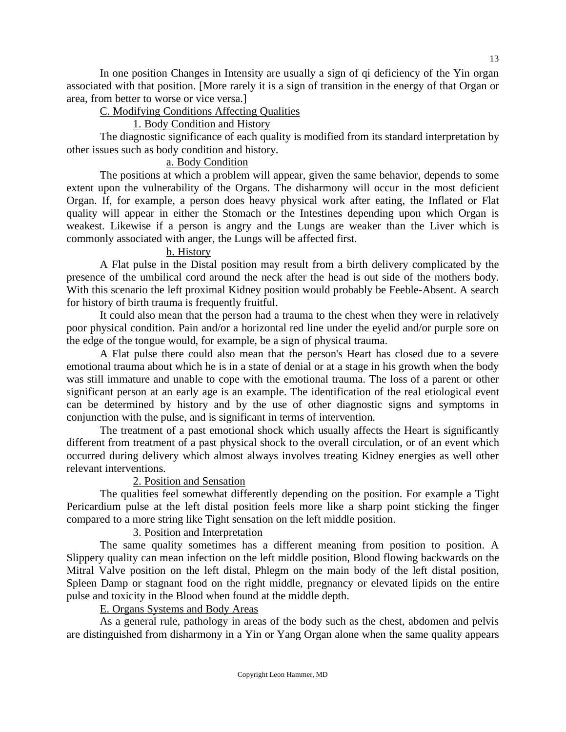In one position Changes in Intensity are usually a sign of qi deficiency of the Yin organ associated with that position. [More rarely it is a sign of transition in the energy of that Organ or area, from better to worse or vice versa.]

C. Modifying Conditions Affecting Qualities

1. Body Condition and History

The diagnostic significance of each quality is modified from its standard interpretation by other issues such as body condition and history.

a. Body Condition

The positions at which a problem will appear, given the same behavior, depends to some extent upon the vulnerability of the Organs. The disharmony will occur in the most deficient Organ. If, for example, a person does heavy physical work after eating, the Inflated or Flat quality will appear in either the Stomach or the Intestines depending upon which Organ is weakest. Likewise if a person is angry and the Lungs are weaker than the Liver which is commonly associated with anger, the Lungs will be affected first.

b. History

A Flat pulse in the Distal position may result from a birth delivery complicated by the presence of the umbilical cord around the neck after the head is out side of the mothers body. With this scenario the left proximal Kidney position would probably be Feeble-Absent. A search for history of birth trauma is frequently fruitful.

It could also mean that the person had a trauma to the chest when they were in relatively poor physical condition. Pain and/or a horizontal red line under the eyelid and/or purple sore on the edge of the tongue would, for example, be a sign of physical trauma.

A Flat pulse there could also mean that the person's Heart has closed due to a severe emotional trauma about which he is in a state of denial or at a stage in his growth when the body was still immature and unable to cope with the emotional trauma. The loss of a parent or other significant person at an early age is an example. The identification of the real etiological event can be determined by history and by the use of other diagnostic signs and symptoms in conjunction with the pulse, and is significant in terms of intervention.

The treatment of a past emotional shock which usually affects the Heart is significantly different from treatment of a past physical shock to the overall circulation, or of an event which occurred during delivery which almost always involves treating Kidney energies as well other relevant interventions.

2. Position and Sensation

The qualities feel somewhat differently depending on the position. For example a Tight Pericardium pulse at the left distal position feels more like a sharp point sticking the finger compared to a more string like Tight sensation on the left middle position.

3. Position and Interpretation

The same quality sometimes has a different meaning from position to position. A Slippery quality can mean infection on the left middle position, Blood flowing backwards on the Mitral Valve position on the left distal, Phlegm on the main body of the left distal position, Spleen Damp or stagnant food on the right middle, pregnancy or elevated lipids on the entire pulse and toxicity in the Blood when found at the middle depth.

E. Organs Systems and Body Areas

As a general rule, pathology in areas of the body such as the chest, abdomen and pelvis are distinguished from disharmony in a Yin or Yang Organ alone when the same quality appears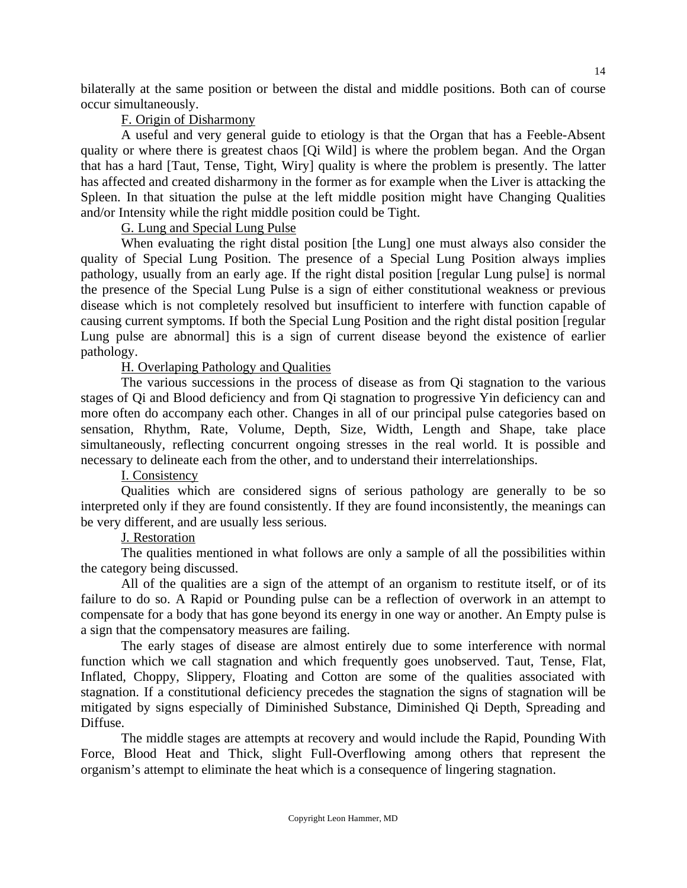bilaterally at the same position or between the distal and middle positions. Both can of course occur simultaneously.

F. Origin of Disharmony

A useful and very general guide to etiology is that the Organ that has a Feeble-Absent quality or where there is greatest chaos [Qi Wild] is where the problem began. And the Organ that has a hard [Taut, Tense, Tight, Wiry] quality is where the problem is presently. The latter has affected and created disharmony in the former as for example when the Liver is attacking the Spleen. In that situation the pulse at the left middle position might have Changing Qualities and/or Intensity while the right middle position could be Tight.

G. Lung and Special Lung Pulse

When evaluating the right distal position [the Lung] one must always also consider the quality of Special Lung Position. The presence of a Special Lung Position always implies pathology, usually from an early age. If the right distal position [regular Lung pulse] is normal the presence of the Special Lung Pulse is a sign of either constitutional weakness or previous disease which is not completely resolved but insufficient to interfere with function capable of causing current symptoms. If both the Special Lung Position and the right distal position [regular Lung pulse are abnormal] this is a sign of current disease beyond the existence of earlier pathology.

H. Overlaping Pathology and Qualities

The various successions in the process of disease as from Qi stagnation to the various stages of Qi and Blood deficiency and from Qi stagnation to progressive Yin deficiency can and more often do accompany each other. Changes in all of our principal pulse categories based on sensation, Rhythm, Rate, Volume, Depth, Size, Width, Length and Shape, take place simultaneously, reflecting concurrent ongoing stresses in the real world. It is possible and necessary to delineate each from the other, and to understand their interrelationships.

I. Consistency

Qualities which are considered signs of serious pathology are generally to be so interpreted only if they are found consistently. If they are found inconsistently, the meanings can be very different, and are usually less serious.

J. Restoration

The qualities mentioned in what follows are only a sample of all the possibilities within the category being discussed.

All of the qualities are a sign of the attempt of an organism to restitute itself, or of its failure to do so. A Rapid or Pounding pulse can be a reflection of overwork in an attempt to compensate for a body that has gone beyond its energy in one way or another. An Empty pulse is a sign that the compensatory measures are failing.

The early stages of disease are almost entirely due to some interference with normal function which we call stagnation and which frequently goes unobserved. Taut, Tense, Flat, Inflated, Choppy, Slippery, Floating and Cotton are some of the qualities associated with stagnation. If a constitutional deficiency precedes the stagnation the signs of stagnation will be mitigated by signs especially of Diminished Substance, Diminished Qi Depth, Spreading and Diffuse.

The middle stages are attempts at recovery and would include the Rapid, Pounding With Force, Blood Heat and Thick, slight Full-Overflowing among others that represent the organism's attempt to eliminate the heat which is a consequence of lingering stagnation.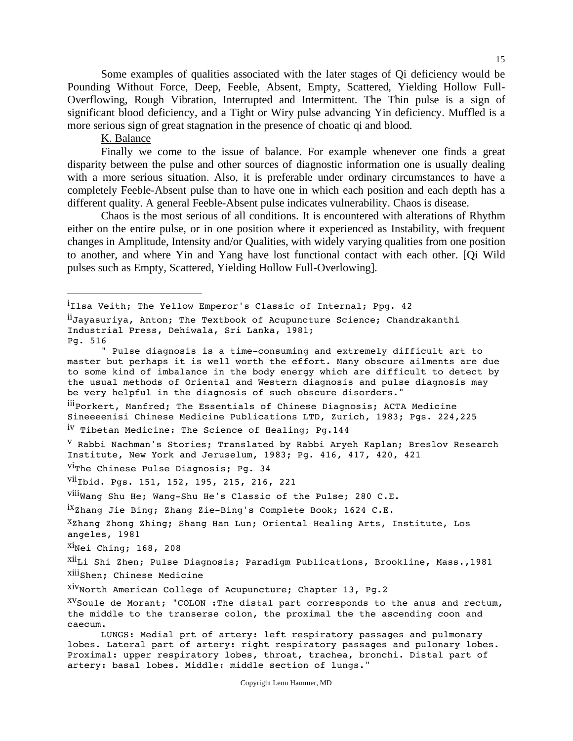Some examples of qualities associated with the later stages of Qi deficiency would be Pounding Without Force, Deep, Feeble, Absent, Empty, Scattered, Yielding Hollow Full-Overflowing, Rough Vibration, Interrupted and Intermittent. The Thin pulse is a sign of significant blood deficiency, and a Tight or Wiry pulse advancing Yin deficiency. Muffled is a more serious sign of great stagnation in the presence of choatic qi and blood.

<u>K. Balance</u>

Finally we come to the issue of balance. For example whenever one finds a great disparity between the pulse and other sources of diagnostic information one is usually dealing with a more serious situation. Also, it is preferable under ordinary circumstances to have a completely Feeble-Absent pulse than to have one in which each position and each depth has a different quality. A general Feeble-Absent pulse indicates vulnerability. Chaos is disease.

Chaos is the most serious of all conditions. It is encountered with alterations of Rhythm either on the entire pulse, or in one position where it experienced as Instability, with frequent changes in Amplitude, Intensity and/or Qualities, with widely varying qualities from one position to another, and where Yin and Yang have lost functional contact with each other. [Qi Wild pulses such as Empty, Scattered, Yielding Hollow Full-Overlowing].

---

[i] Ilsa Veith; The Yellow Emperor's Classic of Internal; Ppg. 42

[ii] Jayasuriya, Anton; The Textbook of Acupuncture Science; Chandrakanthi Industrial Press, Dehiwala, Sri Lanka, 1981;
Pg. 516

" Pulse diagnosis is a time-consuming and extremely difficult art to master but perhaps it is well worth the effort. Many obscure ailments are due to some kind of imbalance in the body energy which are difficult to detect by the usual methods of Oriental and Western diagnosis and pulse diagnosis may be very helpful in the diagnosis of such obscure disorders."

[iii] Porkert, Manfred; The Essentials of Chinese Diagnosis; ACTA Medicine Sineeeenisi Chinese Medicine Publications LTD, Zurich, 1983; Pgs. 224,225

[iv] Tibetan Medicine: The Science of Healing; Pg.144

[v] Rabbi Nachman's Stories; Translated by Rabbi Aryeh Kaplan; Breslov Research Institute, New York and Jeruselum, 1983; Pg. 416, 417, 420, 421

[vi] The Chinese Pulse Diagnosis; Pg. 34

[vii] Ibid. Pgs. 151, 152, 195, 215, 216, 221

[viii] Wang Shu He; Wang-Shu He's Classic of the Pulse; 280 C.E.

[ix] Zhang Jie Bing; Zhang Zie-Bing's Complete Book; 1624 C.E.

[x] Zhang Zhong Zhing; Shang Han Lun; Oriental Healing Arts, Institute, Los angeles, 1981

[xi] Nei Ching; 168, 208

[xii] Li Shi Zhen; Pulse Diagnosis; Paradigm Publications, Brookline, Mass.,1981

[xiii] Shen; Chinese Medicine

[xiv] North American College of Acupuncture; Chapter 13, Pg.2

[xv] Soule de Morant; "COLON :The distal part corresponds to the anus and rectum, the middle to the transerse colon, the proximal the the ascending coon and caecum.

LUNGS: Medial prt of artery: left respiratory passages and pulmonary lobes. Lateral part of artery: right respiratory passages and pulonary lobes. Proximal: upper respiratory lobes, throat, trachea, bronchi. Distal part of artery: basal lobes. Middle: middle section of lungs."

Copyright Leon Hammer, MD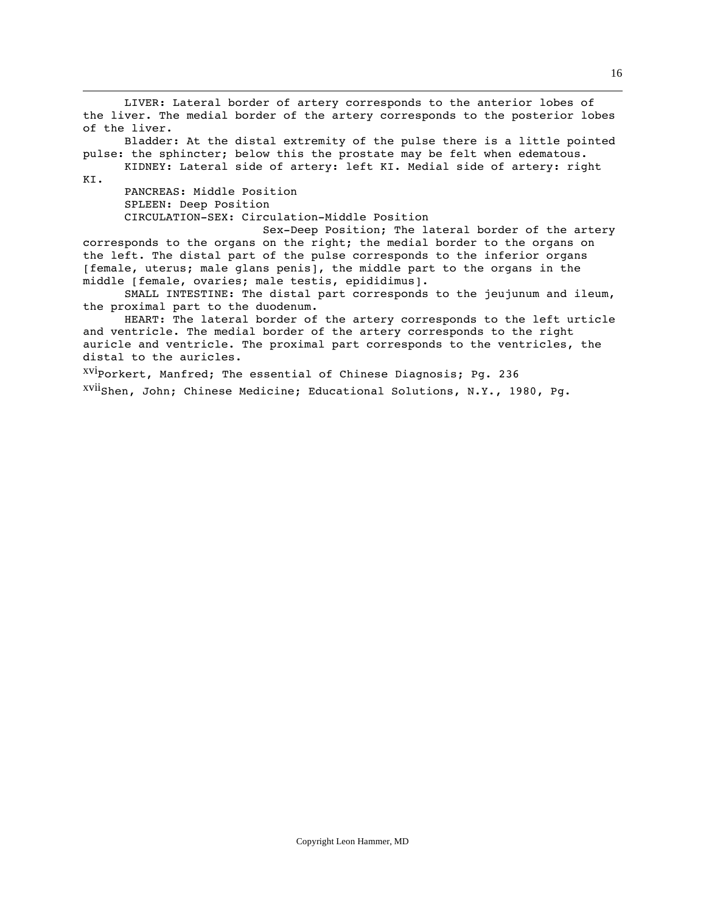LIVER: Lateral border of artery corresponds to the anterior lobes of the liver. The medial border of the artery corresponds to the posterior lobes of the liver.

Bladder: At the distal extremity of the pulse there is a little pointed pulse: the sphincter; below this the prostate may be felt when edematous.

KIDNEY: Lateral side of artery: left KI. Medial side of artery: right KI.

PANCREAS: Middle Position

SPLEEN: Deep Position

CIRCULATION-SEX: Circulation-Middle Position

Sex-Deep Position; The lateral border of the artery corresponds to the organs on the right; the medial border to the organs on the left. The distal part of the pulse corresponds to the inferior organs [female, uterus; male glans penis], the middle part to the organs in the middle [female, ovaries; male testis, epididimus].

SMALL INTESTINE: The distal part corresponds to the jeujunum and ileum, the proximal part to the duodenum.

HEART: The lateral border of the artery corresponds to the left urticle and ventricle. The medial border of the artery corresponds to the right auricle and ventricle. The proximal part corresponds to the ventricles, the distal to the auricles.

[xvi] Porkert, Manfred; The essential of Chinese Diagnosis; Pg. 236

[xvii] Shen, John; Chinese Medicine; Educational Solutions, N.Y., 1980, Pg.

Copyright Leon Hammer, MD